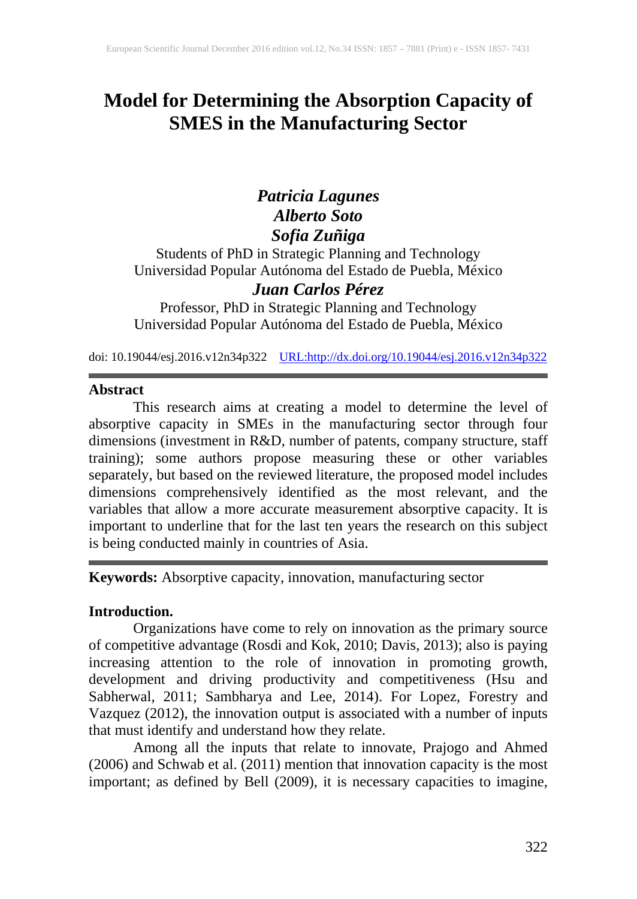# Model for Determining the Absorption Capacity of SMES in the Manufacturing Sector

***Patricia Lagunes***
***Alberto Soto***
***Sofia Zuñiga***

Students of PhD in Strategic Planning and Technology
Universidad Popular Autónoma del Estado de Puebla, México

***Juan Carlos Pérez***

Professor, PhD in Strategic Planning and Technology
Universidad Popular Autónoma del Estado de Puebla, México

doi: 10.19044/esj.2016.v12n34p322 URL:http://dx.doi.org/10.19044/esj.2016.v12n34p322

## Abstract

This research aims at creating a model to determine the level of absorptive capacity in SMEs in the manufacturing sector through four dimensions (investment in R&D, number of patents, company structure, staff training); some authors propose measuring these or other variables separately, but based on the reviewed literature, the proposed model includes dimensions comprehensively identified as the most relevant, and the variables that allow a more accurate measurement absorptive capacity. It is important to underline that for the last ten years the research on this subject is being conducted mainly in countries of Asia.

**Keywords:** Absorptive capacity, innovation, manufacturing sector

## Introduction.

Organizations have come to rely on innovation as the primary source of competitive advantage (Rosdi and Kok, 2010; Davis, 2013); also is paying increasing attention to the role of innovation in promoting growth, development and driving productivity and competitiveness (Hsu and Sabherwal, 2011; Sambharya and Lee, 2014). For Lopez, Forestry and Vazquez (2012), the innovation output is associated with a number of inputs that must identify and understand how they relate.

Among all the inputs that relate to innovate, Prajogo and Ahmed (2006) and Schwab et al. (2011) mention that innovation capacity is the most important; as defined by Bell (2009), it is necessary capacities to imagine,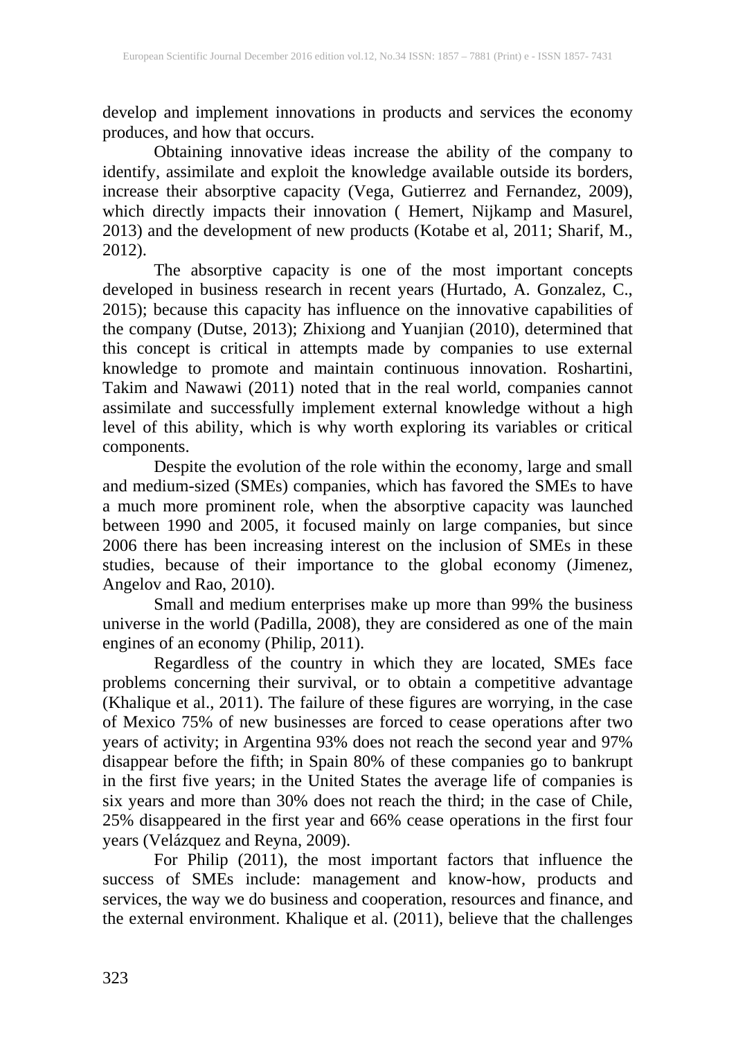develop and implement innovations in products and services the economy produces, and how that occurs.

Obtaining innovative ideas increase the ability of the company to identify, assimilate and exploit the knowledge available outside its borders, increase their absorptive capacity (Vega, Gutierrez and Fernandez, 2009), which directly impacts their innovation ( Hemert, Nijkamp and Masurel, 2013) and the development of new products (Kotabe et al, 2011; Sharif, M., 2012).

The absorptive capacity is one of the most important concepts developed in business research in recent years (Hurtado, A. Gonzalez, C., 2015); because this capacity has influence on the innovative capabilities of the company (Dutse, 2013); Zhixiong and Yuanjian (2010), determined that this concept is critical in attempts made by companies to use external knowledge to promote and maintain continuous innovation. Roshartini, Takim and Nawawi (2011) noted that in the real world, companies cannot assimilate and successfully implement external knowledge without a high level of this ability, which is why worth exploring its variables or critical components.

Despite the evolution of the role within the economy, large and small and medium-sized (SMEs) companies, which has favored the SMEs to have a much more prominent role, when the absorptive capacity was launched between 1990 and 2005, it focused mainly on large companies, but since 2006 there has been increasing interest on the inclusion of SMEs in these studies, because of their importance to the global economy (Jimenez, Angelov and Rao, 2010).

Small and medium enterprises make up more than 99% the business universe in the world (Padilla, 2008), they are considered as one of the main engines of an economy (Philip, 2011).

Regardless of the country in which they are located, SMEs face problems concerning their survival, or to obtain a competitive advantage (Khalique et al., 2011). The failure of these figures are worrying, in the case of Mexico 75% of new businesses are forced to cease operations after two years of activity; in Argentina 93% does not reach the second year and 97% disappear before the fifth; in Spain 80% of these companies go to bankrupt in the first five years; in the United States the average life of companies is six years and more than 30% does not reach the third; in the case of Chile, 25% disappeared in the first year and 66% cease operations in the first four years (Velázquez and Reyna, 2009).

For Philip (2011), the most important factors that influence the success of SMEs include: management and know-how, products and services, the way we do business and cooperation, resources and finance, and the external environment. Khalique et al. (2011), believe that the challenges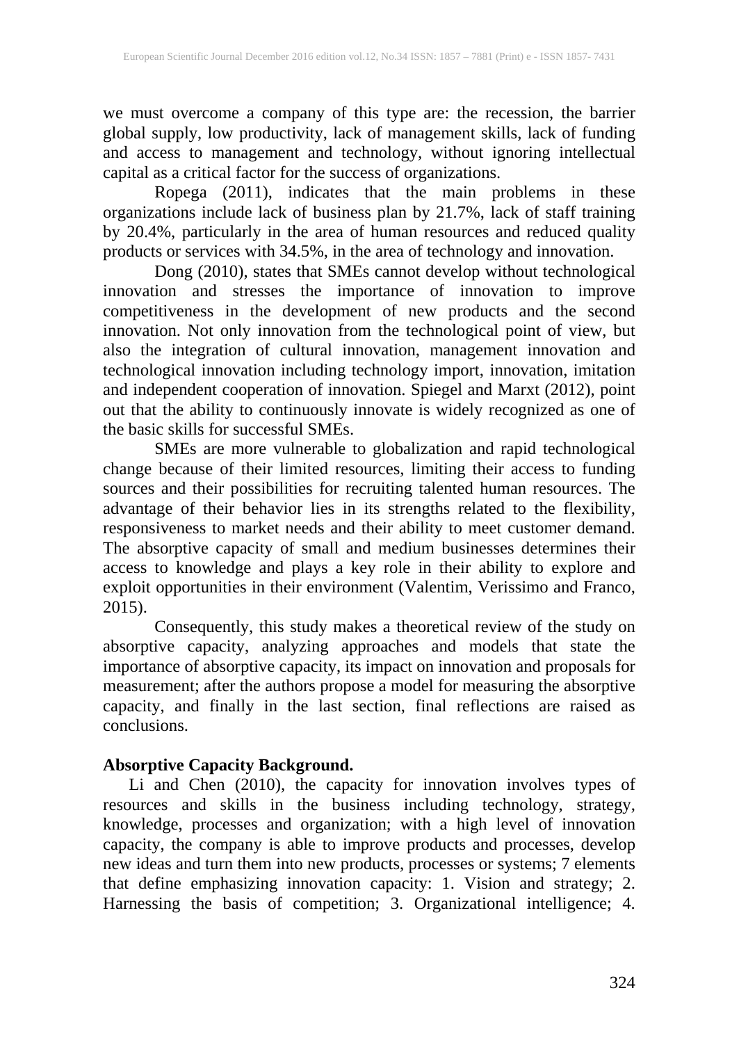we must overcome a company of this type are: the recession, the barrier global supply, low productivity, lack of management skills, lack of funding and access to management and technology, without ignoring intellectual capital as a critical factor for the success of organizations.

Ropega (2011), indicates that the main problems in these organizations include lack of business plan by 21.7%, lack of staff training by 20.4%, particularly in the area of human resources and reduced quality products or services with 34.5%, in the area of technology and innovation.

Dong (2010), states that SMEs cannot develop without technological innovation and stresses the importance of innovation to improve competitiveness in the development of new products and the second innovation. Not only innovation from the technological point of view, but also the integration of cultural innovation, management innovation and technological innovation including technology import, innovation, imitation and independent cooperation of innovation. Spiegel and Marxt (2012), point out that the ability to continuously innovate is widely recognized as one of the basic skills for successful SMEs.

SMEs are more vulnerable to globalization and rapid technological change because of their limited resources, limiting their access to funding sources and their possibilities for recruiting talented human resources. The advantage of their behavior lies in its strengths related to the flexibility, responsiveness to market needs and their ability to meet customer demand. The absorptive capacity of small and medium businesses determines their access to knowledge and plays a key role in their ability to explore and exploit opportunities in their environment (Valentim, Verissimo and Franco, 2015).

Consequently, this study makes a theoretical review of the study on absorptive capacity, analyzing approaches and models that state the importance of absorptive capacity, its impact on innovation and proposals for measurement; after the authors propose a model for measuring the absorptive capacity, and finally in the last section, final reflections are raised as conclusions.

**Absorptive Capacity Background.**

Li and Chen (2010), the capacity for innovation involves types of resources and skills in the business including technology, strategy, knowledge, processes and organization; with a high level of innovation capacity, the company is able to improve products and processes, develop new ideas and turn them into new products, processes or systems; 7 elements that define emphasizing innovation capacity: 1. Vision and strategy; 2. Harnessing the basis of competition; 3. Organizational intelligence; 4.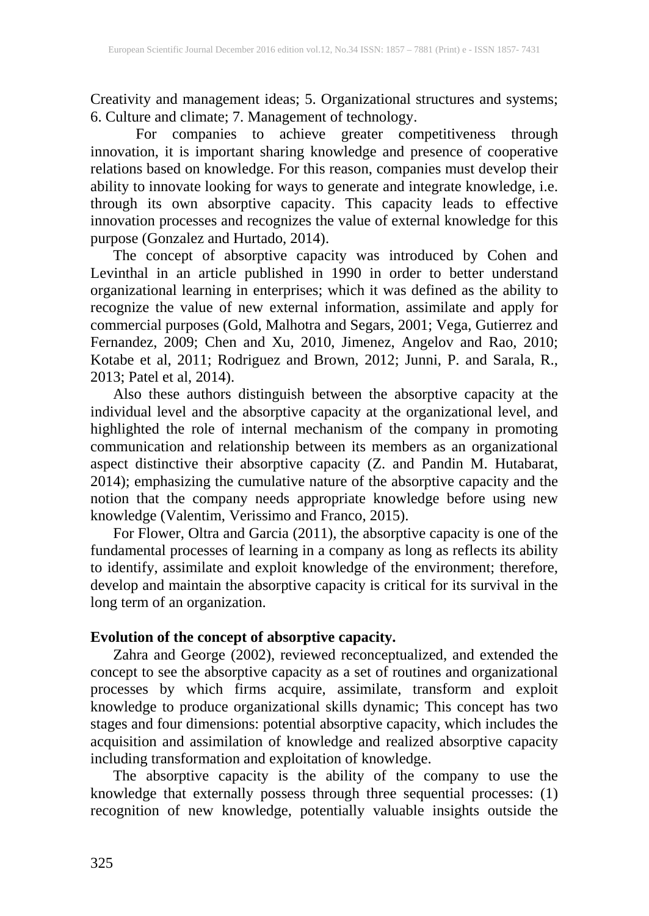Creativity and management ideas; 5. Organizational structures and systems; 6. Culture and climate; 7. Management of technology.

For companies to achieve greater competitiveness through innovation, it is important sharing knowledge and presence of cooperative relations based on knowledge. For this reason, companies must develop their ability to innovate looking for ways to generate and integrate knowledge, i.e. through its own absorptive capacity. This capacity leads to effective innovation processes and recognizes the value of external knowledge for this purpose (Gonzalez and Hurtado, 2014).

The concept of absorptive capacity was introduced by Cohen and Levinthal in an article published in 1990 in order to better understand organizational learning in enterprises; which it was defined as the ability to recognize the value of new external information, assimilate and apply for commercial purposes (Gold, Malhotra and Segars, 2001; Vega, Gutierrez and Fernandez, 2009; Chen and Xu, 2010, Jimenez, Angelov and Rao, 2010; Kotabe et al, 2011; Rodriguez and Brown, 2012; Junni, P. and Sarala, R., 2013; Patel et al, 2014).

Also these authors distinguish between the absorptive capacity at the individual level and the absorptive capacity at the organizational level, and highlighted the role of internal mechanism of the company in promoting communication and relationship between its members as an organizational aspect distinctive their absorptive capacity (Z. and Pandin M. Hutabarat, 2014); emphasizing the cumulative nature of the absorptive capacity and the notion that the company needs appropriate knowledge before using new knowledge (Valentim, Verissimo and Franco, 2015).

For Flower, Oltra and Garcia (2011), the absorptive capacity is one of the fundamental processes of learning in a company as long as reflects its ability to identify, assimilate and exploit knowledge of the environment; therefore, develop and maintain the absorptive capacity is critical for its survival in the long term of an organization.

**Evolution of the concept of absorptive capacity.**

Zahra and George (2002), reviewed reconceptualized, and extended the concept to see the absorptive capacity as a set of routines and organizational processes by which firms acquire, assimilate, transform and exploit knowledge to produce organizational skills dynamic; This concept has two stages and four dimensions: potential absorptive capacity, which includes the acquisition and assimilation of knowledge and realized absorptive capacity including transformation and exploitation of knowledge.

The absorptive capacity is the ability of the company to use the knowledge that externally possess through three sequential processes: (1) recognition of new knowledge, potentially valuable insights outside the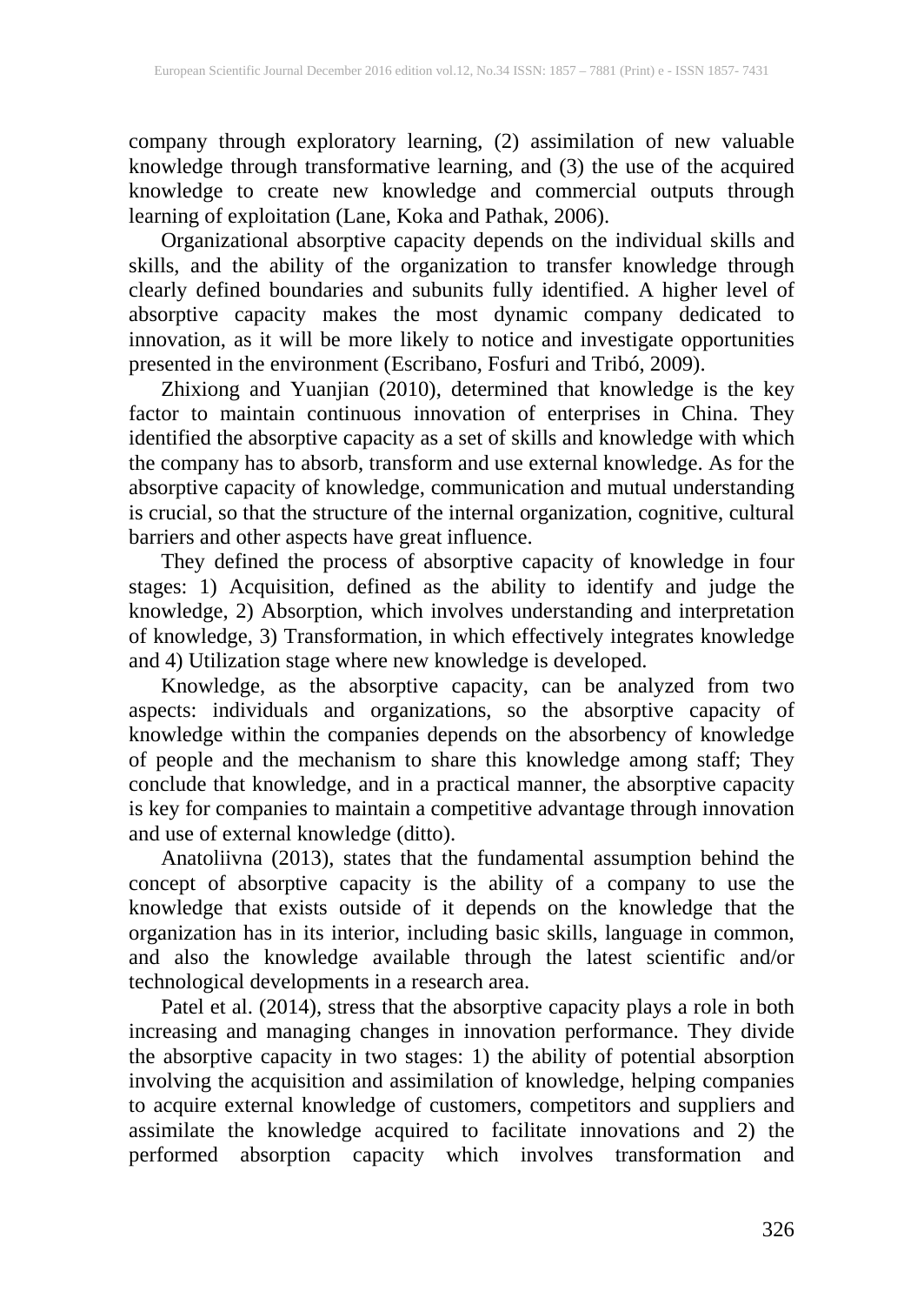company through exploratory learning, (2) assimilation of new valuable knowledge through transformative learning, and (3) the use of the acquired knowledge to create new knowledge and commercial outputs through learning of exploitation (Lane, Koka and Pathak, 2006).

Organizational absorptive capacity depends on the individual skills and skills, and the ability of the organization to transfer knowledge through clearly defined boundaries and subunits fully identified. A higher level of absorptive capacity makes the most dynamic company dedicated to innovation, as it will be more likely to notice and investigate opportunities presented in the environment (Escribano, Fosfuri and Tribó, 2009).

Zhixiong and Yuanjian (2010), determined that knowledge is the key factor to maintain continuous innovation of enterprises in China. They identified the absorptive capacity as a set of skills and knowledge with which the company has to absorb, transform and use external knowledge. As for the absorptive capacity of knowledge, communication and mutual understanding is crucial, so that the structure of the internal organization, cognitive, cultural barriers and other aspects have great influence.

They defined the process of absorptive capacity of knowledge in four stages: 1) Acquisition, defined as the ability to identify and judge the knowledge, 2) Absorption, which involves understanding and interpretation of knowledge, 3) Transformation, in which effectively integrates knowledge and 4) Utilization stage where new knowledge is developed.

Knowledge, as the absorptive capacity, can be analyzed from two aspects: individuals and organizations, so the absorptive capacity of knowledge within the companies depends on the absorbency of knowledge of people and the mechanism to share this knowledge among staff; They conclude that knowledge, and in a practical manner, the absorptive capacity is key for companies to maintain a competitive advantage through innovation and use of external knowledge (ditto).

Anatoliivna (2013), states that the fundamental assumption behind the concept of absorptive capacity is the ability of a company to use the knowledge that exists outside of it depends on the knowledge that the organization has in its interior, including basic skills, language in common, and also the knowledge available through the latest scientific and/or technological developments in a research area.

Patel et al. (2014), stress that the absorptive capacity plays a role in both increasing and managing changes in innovation performance. They divide the absorptive capacity in two stages: 1) the ability of potential absorption involving the acquisition and assimilation of knowledge, helping companies to acquire external knowledge of customers, competitors and suppliers and assimilate the knowledge acquired to facilitate innovations and 2) the performed absorption capacity which involves transformation and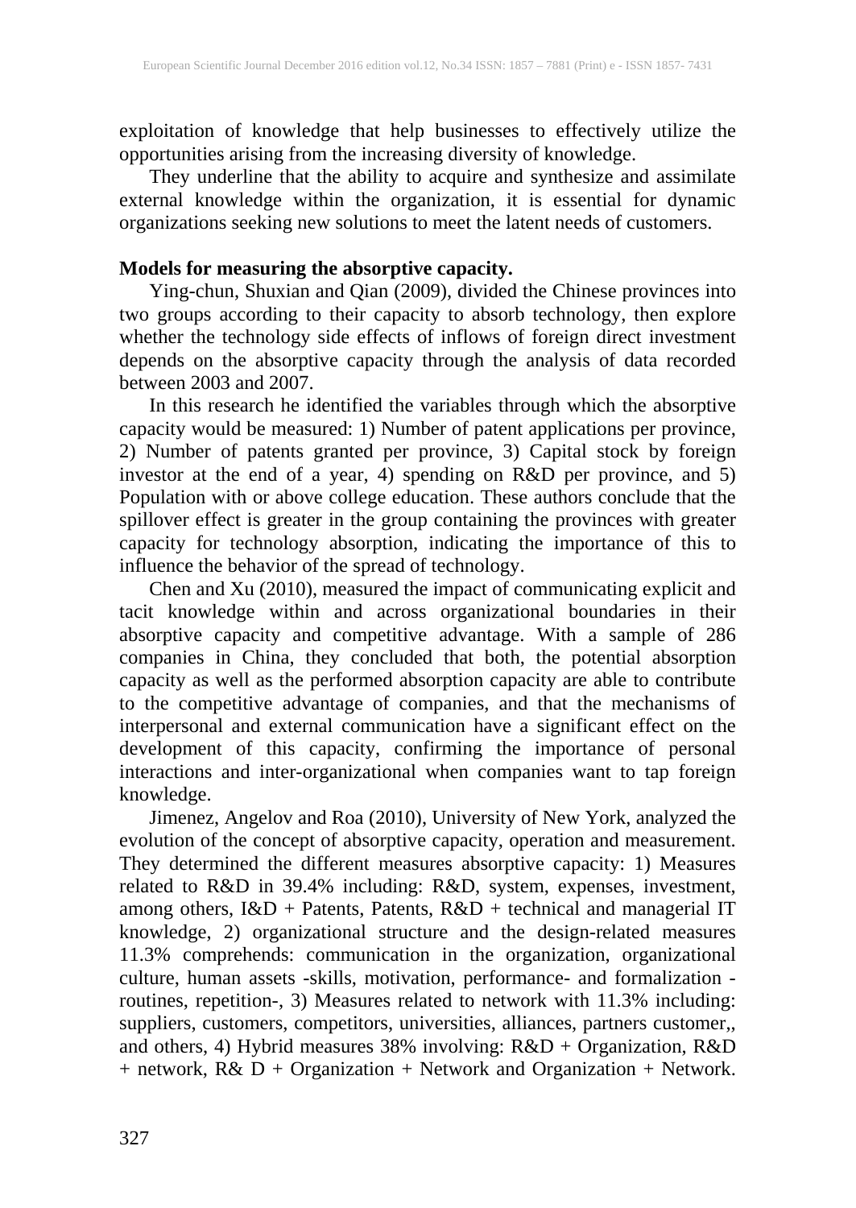exploitation of knowledge that help businesses to effectively utilize the opportunities arising from the increasing diversity of knowledge.

They underline that the ability to acquire and synthesize and assimilate external knowledge within the organization, it is essential for dynamic organizations seeking new solutions to meet the latent needs of customers.

**Models for measuring the absorptive capacity.**

Ying-chun, Shuxian and Qian (2009), divided the Chinese provinces into two groups according to their capacity to absorb technology, then explore whether the technology side effects of inflows of foreign direct investment depends on the absorptive capacity through the analysis of data recorded between 2003 and 2007.

In this research he identified the variables through which the absorptive capacity would be measured: 1) Number of patent applications per province, 2) Number of patents granted per province, 3) Capital stock by foreign investor at the end of a year, 4) spending on R&D per province, and 5) Population with or above college education. These authors conclude that the spillover effect is greater in the group containing the provinces with greater capacity for technology absorption, indicating the importance of this to influence the behavior of the spread of technology.

Chen and Xu (2010), measured the impact of communicating explicit and tacit knowledge within and across organizational boundaries in their absorptive capacity and competitive advantage. With a sample of 286 companies in China, they concluded that both, the potential absorption capacity as well as the performed absorption capacity are able to contribute to the competitive advantage of companies, and that the mechanisms of interpersonal and external communication have a significant effect on the development of this capacity, confirming the importance of personal interactions and inter-organizational when companies want to tap foreign knowledge.

Jimenez, Angelov and Roa (2010), University of New York, analyzed the evolution of the concept of absorptive capacity, operation and measurement. They determined the different measures absorptive capacity: 1) Measures related to R&D in 39.4% including: R&D, system, expenses, investment, among others, I&D + Patents, Patents, R&D + technical and managerial IT knowledge, 2) organizational structure and the design-related measures 11.3% comprehends: communication in the organization, organizational culture, human assets -skills, motivation, performance- and formalization -routines, repetition-, 3) Measures related to network with 11.3% including: suppliers, customers, competitors, universities, alliances, partners customer,, and others, 4) Hybrid measures 38% involving: R&D + Organization, R&D + network, R& D + Organization + Network and Organization + Network.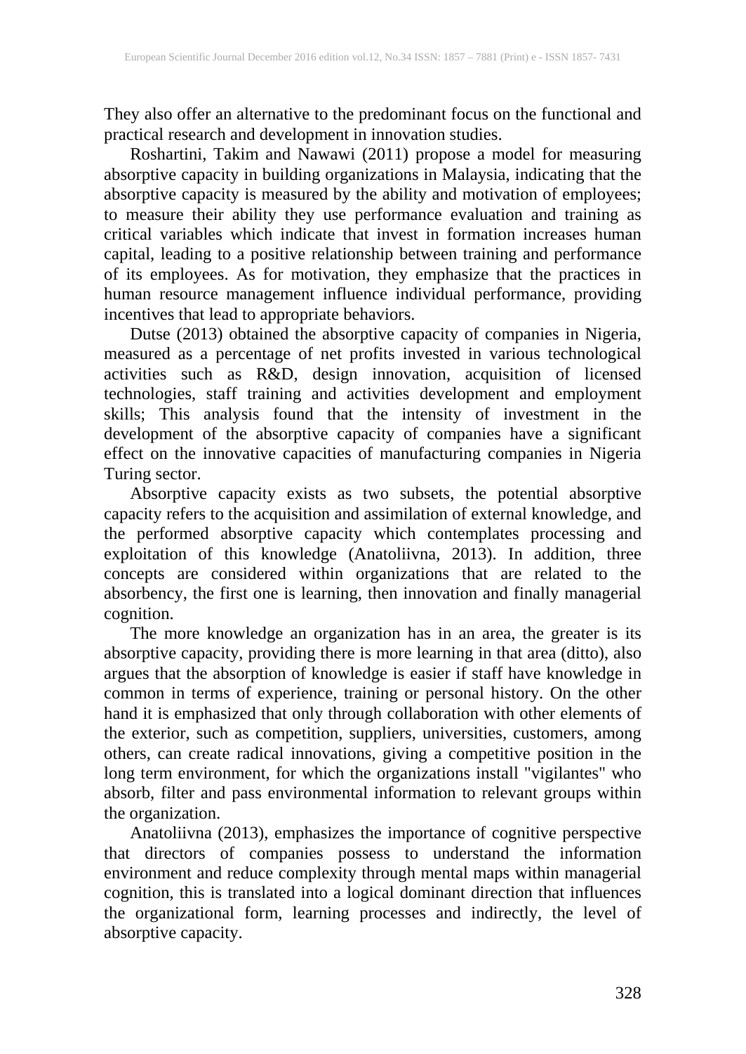They also offer an alternative to the predominant focus on the functional and practical research and development in innovation studies.

Roshartini, Takim and Nawawi (2011) propose a model for measuring absorptive capacity in building organizations in Malaysia, indicating that the absorptive capacity is measured by the ability and motivation of employees; to measure their ability they use performance evaluation and training as critical variables which indicate that invest in formation increases human capital, leading to a positive relationship between training and performance of its employees. As for motivation, they emphasize that the practices in human resource management influence individual performance, providing incentives that lead to appropriate behaviors.

Dutse (2013) obtained the absorptive capacity of companies in Nigeria, measured as a percentage of net profits invested in various technological activities such as R&D, design innovation, acquisition of licensed technologies, staff training and activities development and employment skills; This analysis found that the intensity of investment in the development of the absorptive capacity of companies have a significant effect on the innovative capacities of manufacturing companies in Nigeria Turing sector.

Absorptive capacity exists as two subsets, the potential absorptive capacity refers to the acquisition and assimilation of external knowledge, and the performed absorptive capacity which contemplates processing and exploitation of this knowledge (Anatoliivna, 2013). In addition, three concepts are considered within organizations that are related to the absorbency, the first one is learning, then innovation and finally managerial cognition.

The more knowledge an organization has in an area, the greater is its absorptive capacity, providing there is more learning in that area (ditto), also argues that the absorption of knowledge is easier if staff have knowledge in common in terms of experience, training or personal history. On the other hand it is emphasized that only through collaboration with other elements of the exterior, such as competition, suppliers, universities, customers, among others, can create radical innovations, giving a competitive position in the long term environment, for which the organizations install "vigilantes" who absorb, filter and pass environmental information to relevant groups within the organization.

Anatoliivna (2013), emphasizes the importance of cognitive perspective that directors of companies possess to understand the information environment and reduce complexity through mental maps within managerial cognition, this is translated into a logical dominant direction that influences the organizational form, learning processes and indirectly, the level of absorptive capacity.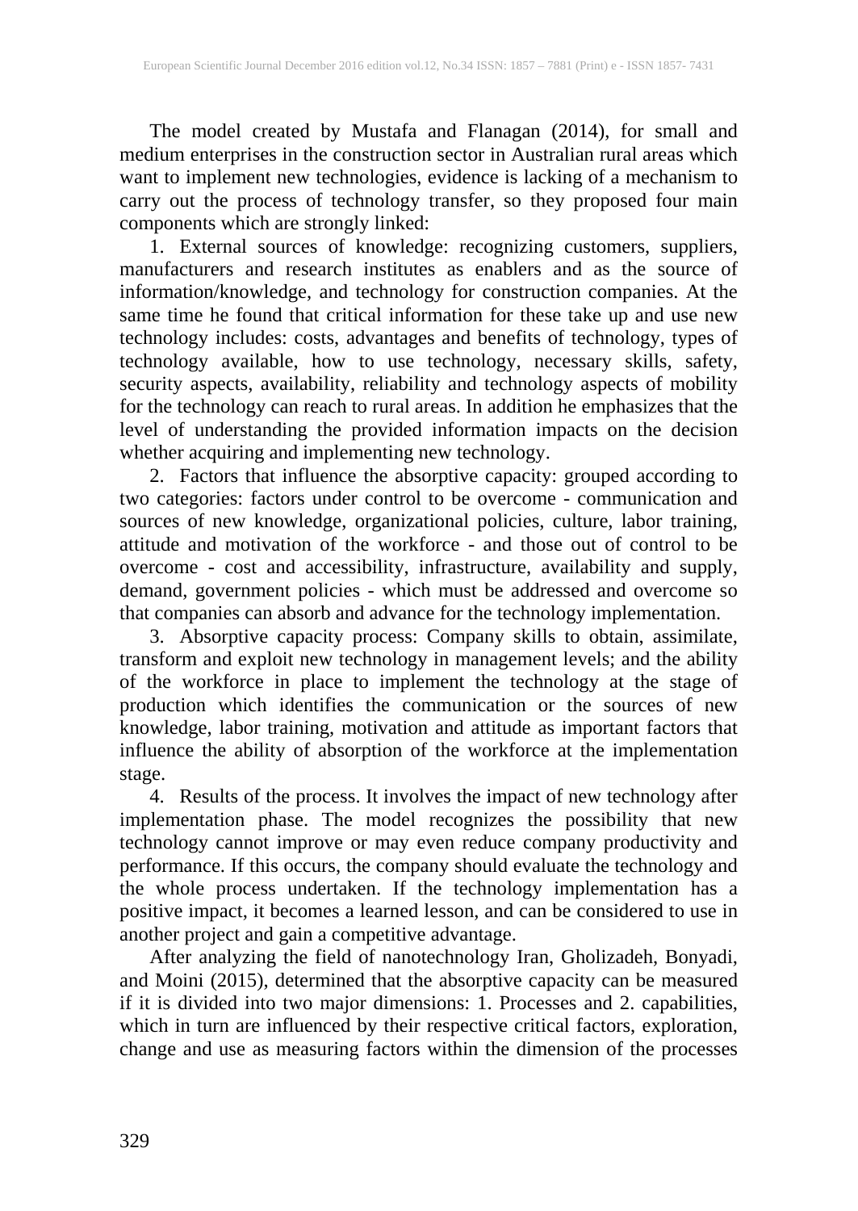The model created by Mustafa and Flanagan (2014), for small and medium enterprises in the construction sector in Australian rural areas which want to implement new technologies, evidence is lacking of a mechanism to carry out the process of technology transfer, so they proposed four main components which are strongly linked:

1. External sources of knowledge: recognizing customers, suppliers, manufacturers and research institutes as enablers and as the source of information/knowledge, and technology for construction companies. At the same time he found that critical information for these take up and use new technology includes: costs, advantages and benefits of technology, types of technology available, how to use technology, necessary skills, safety, security aspects, availability, reliability and technology aspects of mobility for the technology can reach to rural areas. In addition he emphasizes that the level of understanding the provided information impacts on the decision whether acquiring and implementing new technology.
2. Factors that influence the absorptive capacity: grouped according to two categories: factors under control to be overcome - communication and sources of new knowledge, organizational policies, culture, labor training, attitude and motivation of the workforce - and those out of control to be overcome - cost and accessibility, infrastructure, availability and supply, demand, government policies - which must be addressed and overcome so that companies can absorb and advance for the technology implementation.
3. Absorptive capacity process: Company skills to obtain, assimilate, transform and exploit new technology in management levels; and the ability of the workforce in place to implement the technology at the stage of production which identifies the communication or the sources of new knowledge, labor training, motivation and attitude as important factors that influence the ability of absorption of the workforce at the implementation stage.
4. Results of the process. It involves the impact of new technology after implementation phase. The model recognizes the possibility that new technology cannot improve or may even reduce company productivity and performance. If this occurs, the company should evaluate the technology and the whole process undertaken. If the technology implementation has a positive impact, it becomes a learned lesson, and can be considered to use in another project and gain a competitive advantage.

After analyzing the field of nanotechnology Iran, Gholizadeh, Bonyadi, and Moini (2015), determined that the absorptive capacity can be measured if it is divided into two major dimensions: 1. Processes and 2. capabilities, which in turn are influenced by their respective critical factors, exploration, change and use as measuring factors within the dimension of the processes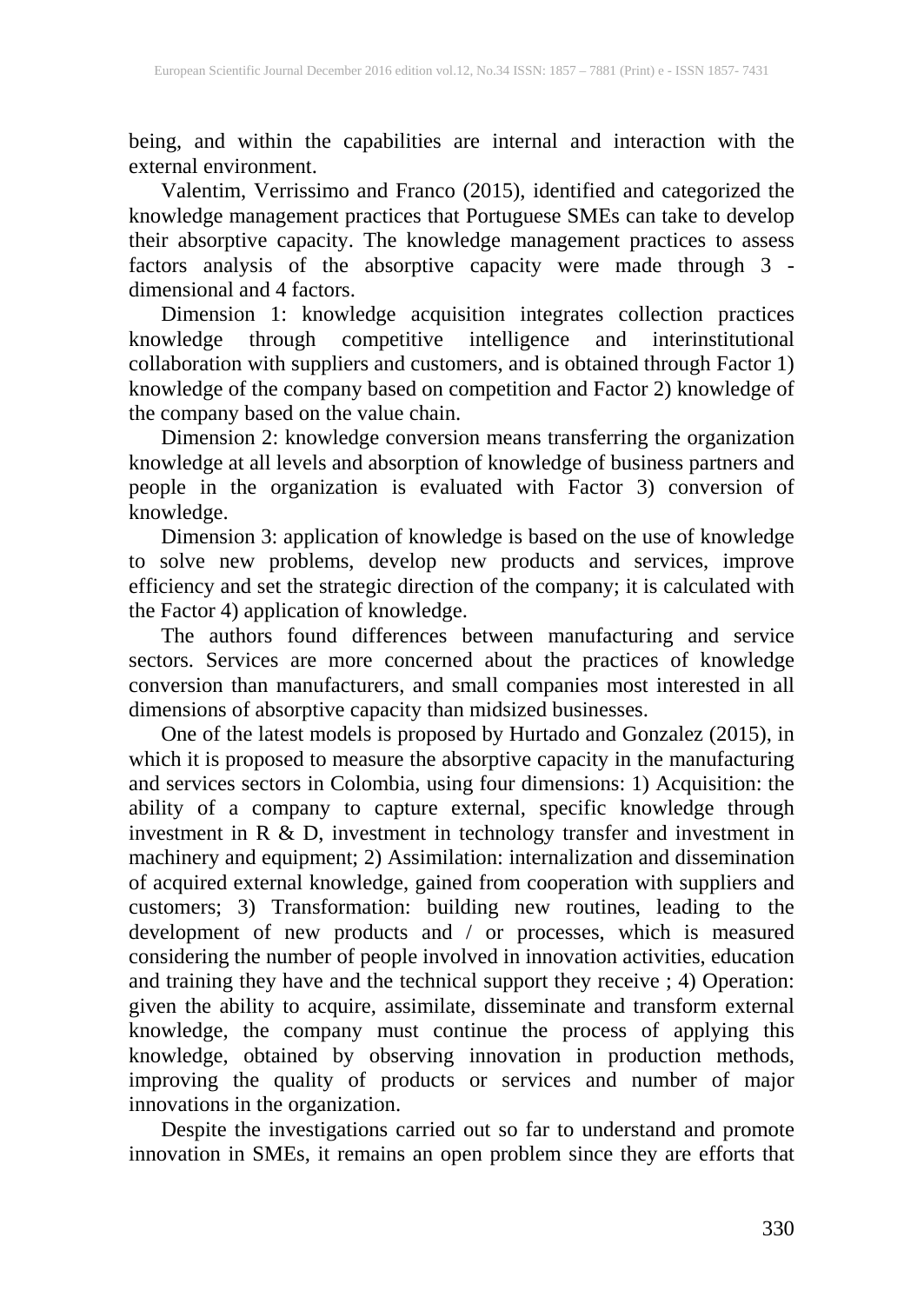being, and within the capabilities are internal and interaction with the external environment.

Valentim, Verrissimo and Franco (2015), identified and categorized the knowledge management practices that Portuguese SMEs can take to develop their absorptive capacity. The knowledge management practices to assess factors analysis of the absorptive capacity were made through 3 - dimensional and 4 factors.

Dimension 1: knowledge acquisition integrates collection practices knowledge through competitive intelligence and interinstitutional collaboration with suppliers and customers, and is obtained through Factor 1) knowledge of the company based on competition and Factor 2) knowledge of the company based on the value chain.

Dimension 2: knowledge conversion means transferring the organization knowledge at all levels and absorption of knowledge of business partners and people in the organization is evaluated with Factor 3) conversion of knowledge.

Dimension 3: application of knowledge is based on the use of knowledge to solve new problems, develop new products and services, improve efficiency and set the strategic direction of the company; it is calculated with the Factor 4) application of knowledge.

The authors found differences between manufacturing and service sectors. Services are more concerned about the practices of knowledge conversion than manufacturers, and small companies most interested in all dimensions of absorptive capacity than midsized businesses.

One of the latest models is proposed by Hurtado and Gonzalez (2015), in which it is proposed to measure the absorptive capacity in the manufacturing and services sectors in Colombia, using four dimensions: 1) Acquisition: the ability of a company to capture external, specific knowledge through investment in R & D, investment in technology transfer and investment in machinery and equipment; 2) Assimilation: internalization and dissemination of acquired external knowledge, gained from cooperation with suppliers and customers; 3) Transformation: building new routines, leading to the development of new products and / or processes, which is measured considering the number of people involved in innovation activities, education and training they have and the technical support they receive ; 4) Operation: given the ability to acquire, assimilate, disseminate and transform external knowledge, the company must continue the process of applying this knowledge, obtained by observing innovation in production methods, improving the quality of products or services and number of major innovations in the organization.

Despite the investigations carried out so far to understand and promote innovation in SMEs, it remains an open problem since they are efforts that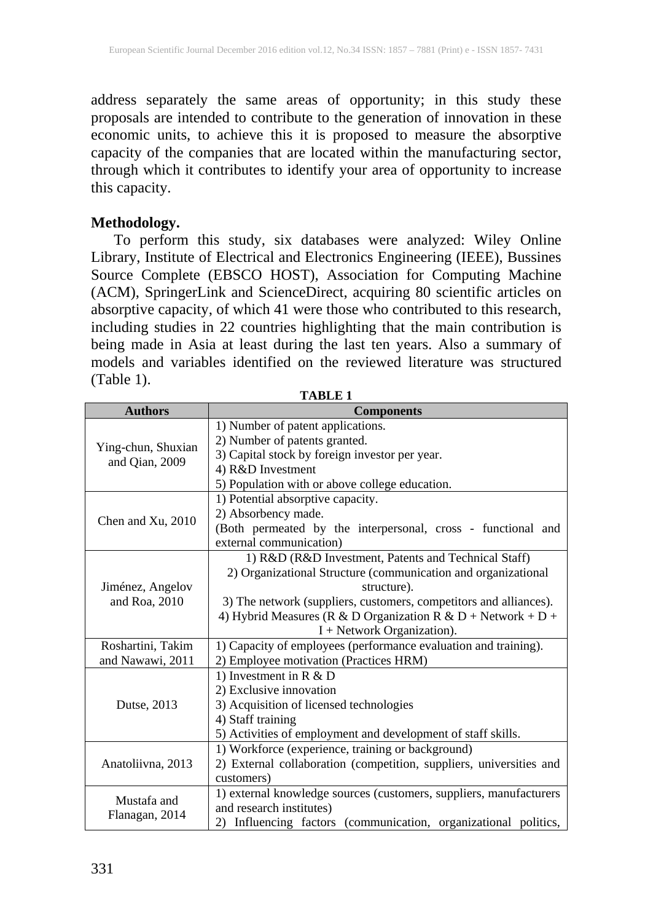address separately the same areas of opportunity; in this study these proposals are intended to contribute to the generation of innovation in these economic units, to achieve this it is proposed to measure the absorptive capacity of the companies that are located within the manufacturing sector, through which it contributes to identify your area of opportunity to increase this capacity.

**Methodology.**

To perform this study, six databases were analyzed: Wiley Online Library, Institute of Electrical and Electronics Engineering (IEEE), Bussines Source Complete (EBSCO HOST), Association for Computing Machine (ACM), SpringerLink and ScienceDirect, acquiring 80 scientific articles on absorptive capacity, of which 41 were those who contributed to this research, including studies in 22 countries highlighting that the main contribution is being made in Asia at least during the last ten years. Also a summary of models and variables identified on the reviewed literature was structured (Table 1).

**TABLE 1**

| Authors | Components |
|---|---|
| Ying-chun, Shuxian and Qian, 2009 | 1) Number of patent applications.<br>2) Number of patents granted.<br>3) Capital stock by foreign investor per year.<br>4) R&D Investment<br>5) Population with or above college education. |
| Chen and Xu, 2010 | 1) Potential absorptive capacity.<br>2) Absorbency made.<br>(Both permeated by the interpersonal, cross - functional and external communication) |
| Jiménez, Angelov and Roa, 2010 | 1) R&D (R&D Investment, Patents and Technical Staff)<br>2) Organizational Structure (communication and organizational structure).<br>3) The network (suppliers, customers, competitors and alliances).<br>4) Hybrid Measures (R & D Organization R & D + Network + D + I + Network Organization). |
| Roshartini, Takim and Nawawi, 2011 | 1) Capacity of employees (performance evaluation and training).<br>2) Employee motivation (Practices HRM) |
| Dutse, 2013 | 1) Investment in R & D<br>2) Exclusive innovation<br>3) Acquisition of licensed technologies<br>4) Staff training<br>5) Activities of employment and development of staff skills. |
| Anatoliivna, 2013 | 1) Workforce (experience, training or background)<br>2) External collaboration (competition, suppliers, universities and customers) |
| Mustafa and Flanagan, 2014 | 1) external knowledge sources (customers, suppliers, manufacturers and research institutes)<br>2) Influencing factors (communication, organizational politics, |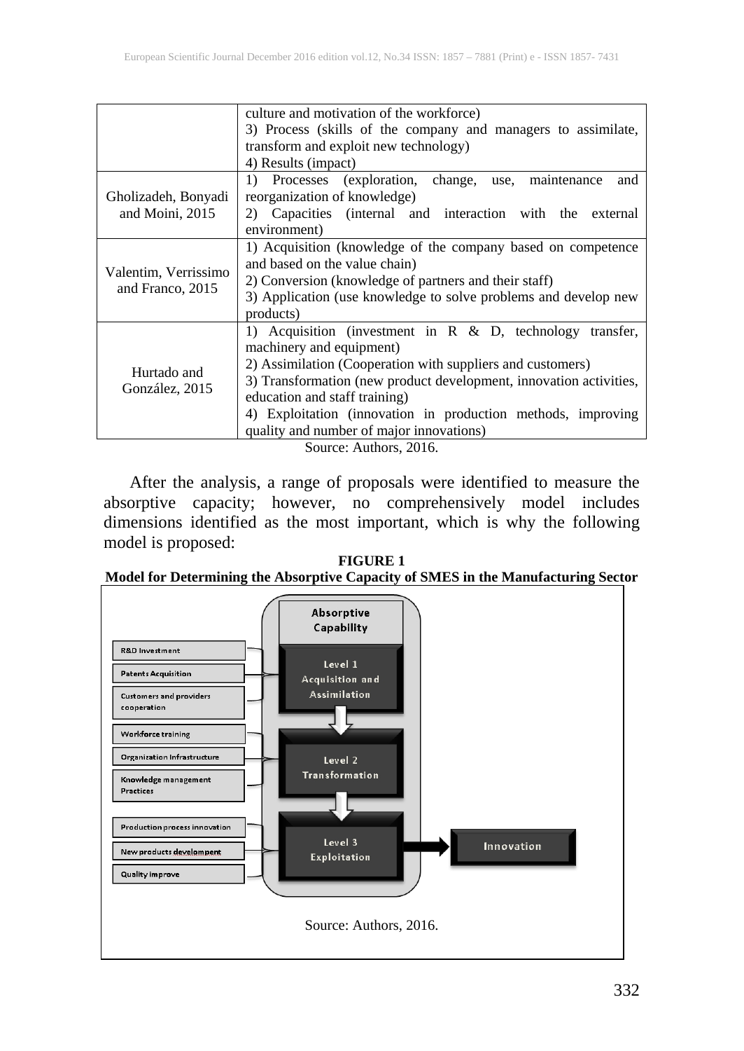| | |
|---|---|
| | culture and motivation of the workforce)<br>3) Process (skills of the company and managers to assimilate, transform and exploit new technology)<br>4) Results (impact) |
| Gholizadeh, Bonyadi and Moini, 2015 | 1) Processes (exploration, change, use, maintenance and reorganization of knowledge)<br>2) Capacities (internal and interaction with the external environment) |
| Valentim, Verrissimo and Franco, 2015 | 1) Acquisition (knowledge of the company based on competence and based on the value chain)<br>2) Conversion (knowledge of partners and their staff)<br>3) Application (use knowledge to solve problems and develop new products) |
| Hurtado and González, 2015 | 1) Acquisition (investment in R & D, technology transfer, machinery and equipment)<br>2) Assimilation (Cooperation with suppliers and customers)<br>3) Transformation (new product development, innovation activities, education and staff training)<br>4) Exploitation (innovation in production methods, improving quality and number of major innovations) |

Source: Authors, 2016.

After the analysis, a range of proposals were identified to measure the absorptive capacity; however, no comprehensively model includes dimensions identified as the most important, which is why the following model is proposed:

**FIGURE 1**
**Model for Determining the Absorptive Capacity of SMES in the Manufacturing Sector**

Source: Authors, 2016.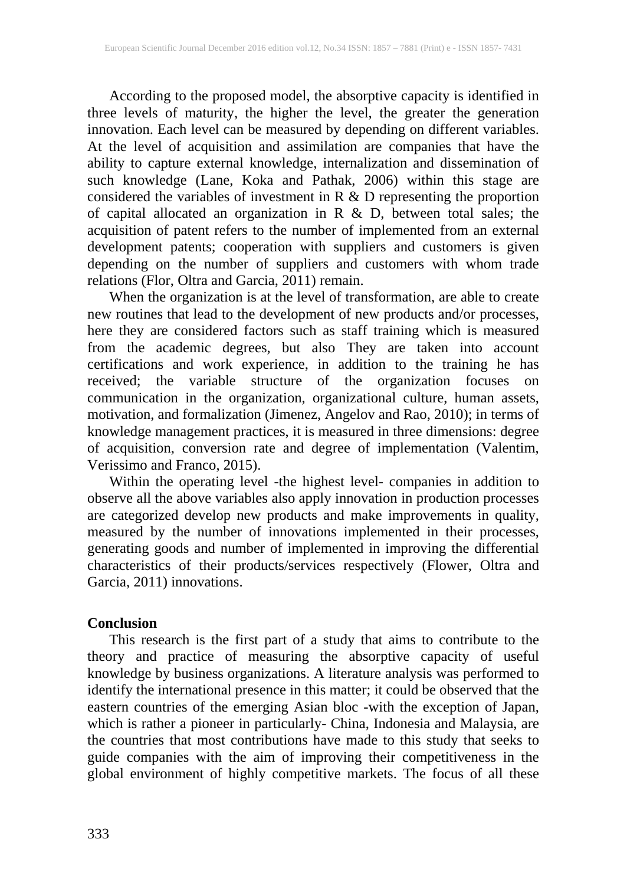According to the proposed model, the absorptive capacity is identified in three levels of maturity, the higher the level, the greater the generation innovation. Each level can be measured by depending on different variables. At the level of acquisition and assimilation are companies that have the ability to capture external knowledge, internalization and dissemination of such knowledge (Lane, Koka and Pathak, 2006) within this stage are considered the variables of investment in R & D representing the proportion of capital allocated an organization in R & D, between total sales; the acquisition of patent refers to the number of implemented from an external development patents; cooperation with suppliers and customers is given depending on the number of suppliers and customers with whom trade relations (Flor, Oltra and Garcia, 2011) remain.

When the organization is at the level of transformation, are able to create new routines that lead to the development of new products and/or processes, here they are considered factors such as staff training which is measured from the academic degrees, but also They are taken into account certifications and work experience, in addition to the training he has received; the variable structure of the organization focuses on communication in the organization, organizational culture, human assets, motivation, and formalization (Jimenez, Angelov and Rao, 2010); in terms of knowledge management practices, it is measured in three dimensions: degree of acquisition, conversion rate and degree of implementation (Valentim, Verissimo and Franco, 2015).

Within the operating level -the highest level- companies in addition to observe all the above variables also apply innovation in production processes are categorized develop new products and make improvements in quality, measured by the number of innovations implemented in their processes, generating goods and number of implemented in improving the differential characteristics of their products/services respectively (Flower, Oltra and Garcia, 2011) innovations.

## Conclusion

This research is the first part of a study that aims to contribute to the theory and practice of measuring the absorptive capacity of useful knowledge by business organizations. A literature analysis was performed to identify the international presence in this matter; it could be observed that the eastern countries of the emerging Asian bloc -with the exception of Japan, which is rather a pioneer in particularly- China, Indonesia and Malaysia, are the countries that most contributions have made to this study that seeks to guide companies with the aim of improving their competitiveness in the global environment of highly competitive markets. The focus of all these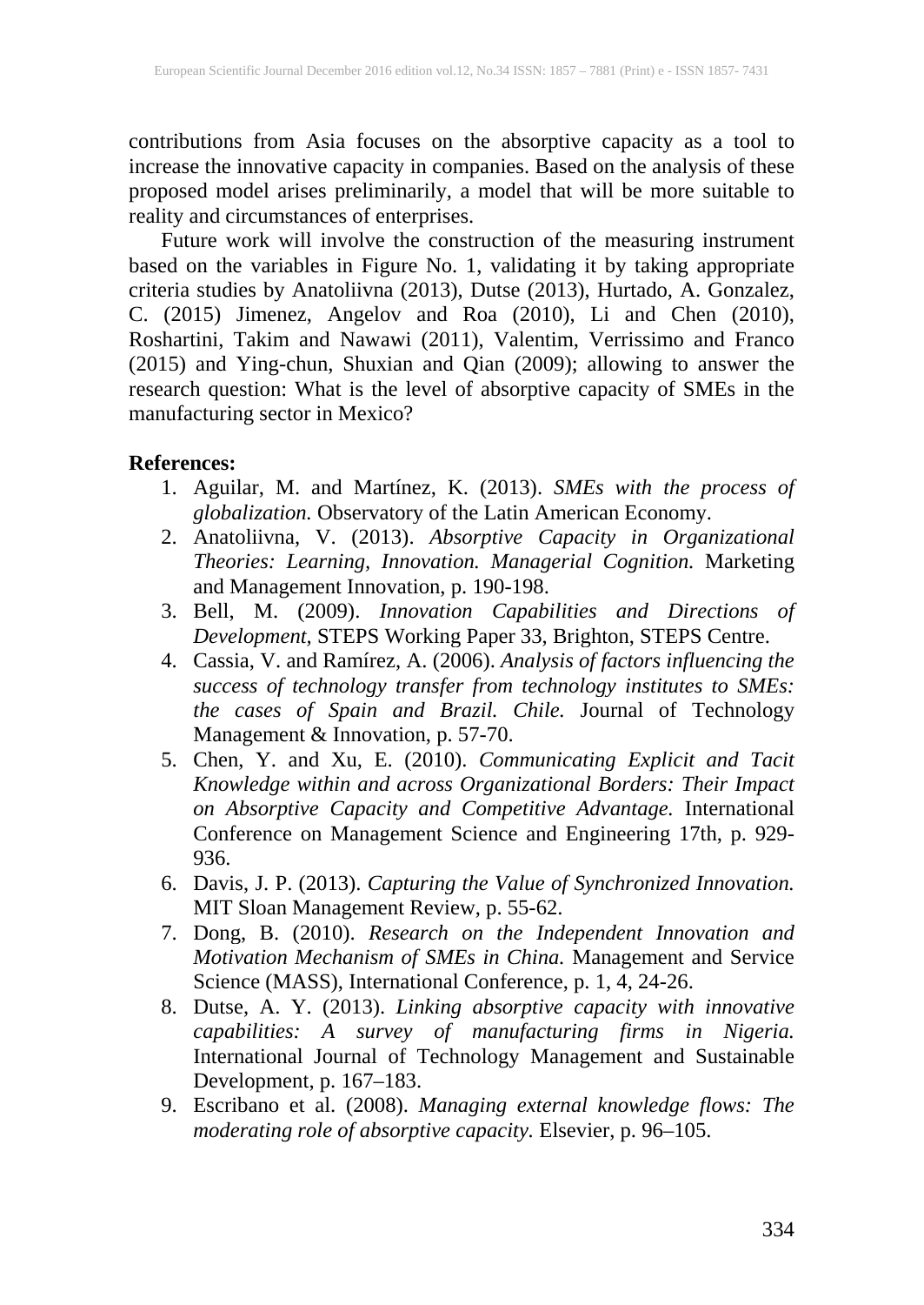contributions from Asia focuses on the absorptive capacity as a tool to increase the innovative capacity in companies. Based on the analysis of these proposed model arises preliminarily, a model that will be more suitable to reality and circumstances of enterprises.

Future work will involve the construction of the measuring instrument based on the variables in Figure No. 1, validating it by taking appropriate criteria studies by Anatoliivna (2013), Dutse (2013), Hurtado, A. Gonzalez, C. (2015) Jimenez, Angelov and Roa (2010), Li and Chen (2010), Roshartini, Takim and Nawawi (2011), Valentim, Verrissimo and Franco (2015) and Ying-chun, Shuxian and Qian (2009); allowing to answer the research question: What is the level of absorptive capacity of SMEs in the manufacturing sector in Mexico?

**References:**

1. Aguilar, M. and Martínez, K. (2013). *SMEs with the process of globalization.* Observatory of the Latin American Economy.
2. Anatoliivna, V. (2013). *Absorptive Capacity in Organizational Theories: Learning, Innovation. Managerial Cognition.* Marketing and Management Innovation, p. 190-198.
3. Bell, M. (2009). *Innovation Capabilities and Directions of Development*, STEPS Working Paper 33, Brighton, STEPS Centre.
4. Cassia, V. and Ramírez, A. (2006). *Analysis of factors influencing the success of technology transfer from technology institutes to SMEs: the cases of Spain and Brazil. Chile.* Journal of Technology Management & Innovation, p. 57-70.
5. Chen, Y. and Xu, E. (2010). *Communicating Explicit and Tacit Knowledge within and across Organizational Borders: Their Impact on Absorptive Capacity and Competitive Advantage.* International Conference on Management Science and Engineering 17th, p. 929-936.
6. Davis, J. P. (2013). *Capturing the Value of Synchronized Innovation.* MIT Sloan Management Review, p. 55-62.
7. Dong, B. (2010). *Research on the Independent Innovation and Motivation Mechanism of SMEs in China.* Management and Service Science (MASS), International Conference, p. 1, 4, 24-26.
8. Dutse, A. Y. (2013). *Linking absorptive capacity with innovative capabilities: A survey of manufacturing firms in Nigeria.* International Journal of Technology Management and Sustainable Development, p. 167–183.
9. Escribano et al. (2008). *Managing external knowledge flows: The moderating role of absorptive capacity.* Elsevier, p. 96–105.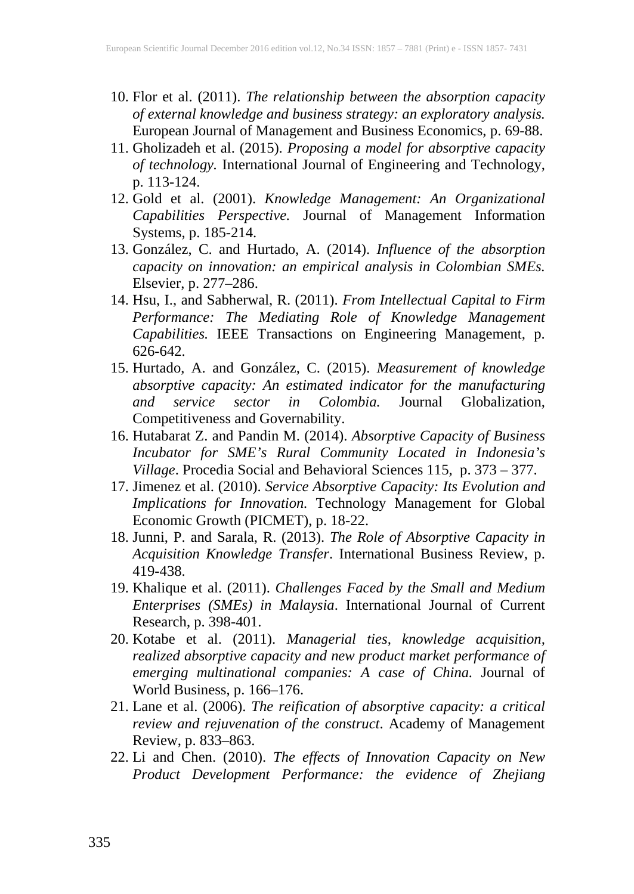10. Flor et al. (2011). *The relationship between the absorption capacity of external knowledge and business strategy: an exploratory analysis.* European Journal of Management and Business Economics, p. 69-88.
11. Gholizadeh et al. (2015). *Proposing a model for absorptive capacity of technology.* International Journal of Engineering and Technology, p. 113-124.
12. Gold et al. (2001). *Knowledge Management: An Organizational Capabilities Perspective.* Journal of Management Information Systems, p. 185-214.
13. González, C. and Hurtado, A. (2014). *Influence of the absorption capacity on innovation: an empirical analysis in Colombian SMEs.* Elsevier, p. 277–286.
14. Hsu, I., and Sabherwal, R. (2011). *From Intellectual Capital to Firm Performance: The Mediating Role of Knowledge Management Capabilities.* IEEE Transactions on Engineering Management, p. 626-642.
15. Hurtado, A. and González, C. (2015). *Measurement of knowledge absorptive capacity: An estimated indicator for the manufacturing and service sector in Colombia.* Journal Globalization, Competitiveness and Governability.
16. Hutabarat Z. and Pandin M. (2014). *Absorptive Capacity of Business Incubator for SME's Rural Community Located in Indonesia's Village*. Procedia Social and Behavioral Sciences 115, p. 373 – 377.
17. Jimenez et al. (2010). *Service Absorptive Capacity: Its Evolution and Implications for Innovation.* Technology Management for Global Economic Growth (PICMET), p. 18-22.
18. Junni, P. and Sarala, R. (2013). *The Role of Absorptive Capacity in Acquisition Knowledge Transfer*. International Business Review, p. 419-438.
19. Khalique et al. (2011). *Challenges Faced by the Small and Medium Enterprises (SMEs) in Malaysia*. International Journal of Current Research, p. 398-401.
20. Kotabe et al. (2011). *Managerial ties, knowledge acquisition, realized absorptive capacity and new product market performance of emerging multinational companies: A case of China.* Journal of World Business, p. 166–176.
21. Lane et al. (2006). *The reification of absorptive capacity: a critical review and rejuvenation of the construct*. Academy of Management Review, p. 833–863.
22. Li and Chen. (2010). *The effects of Innovation Capacity on New Product Development Performance: the evidence of Zhejiang*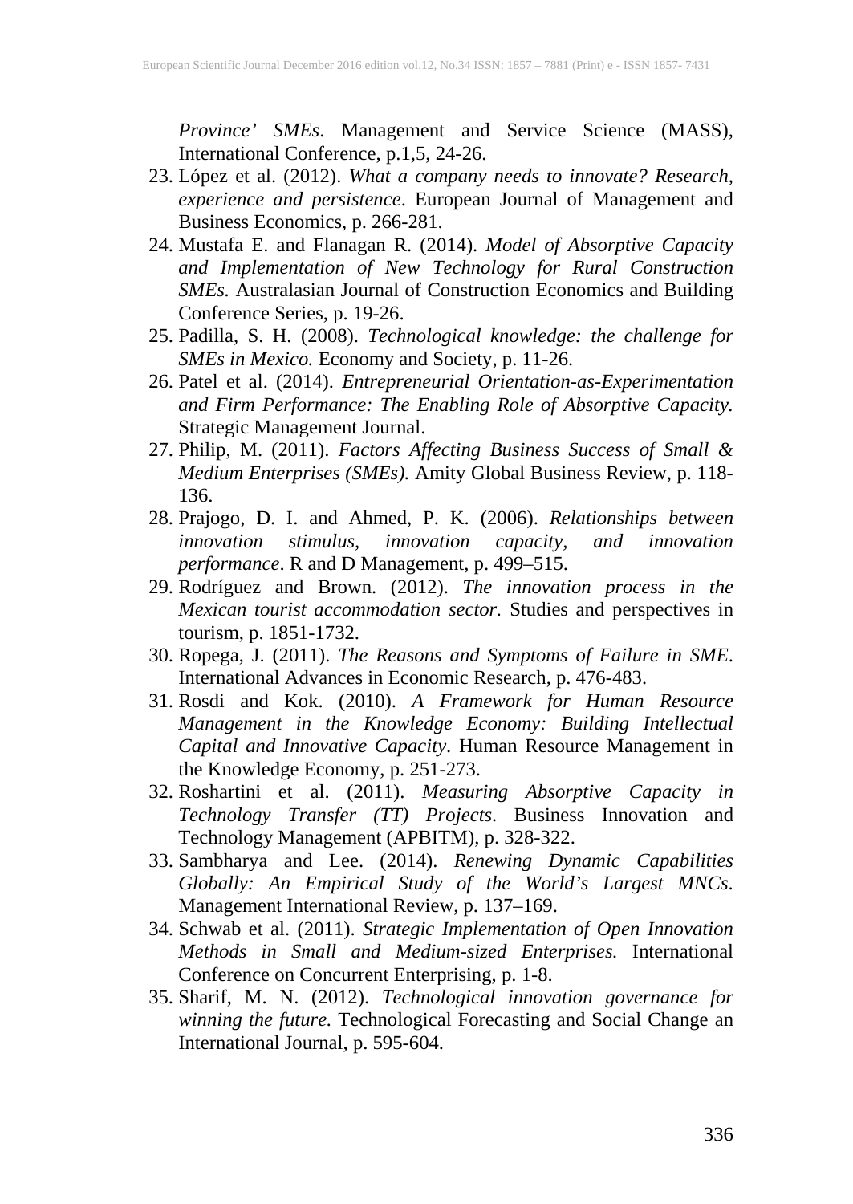*Province' SMEs*. Management and Service Science (MASS), International Conference, p.1,5, 24-26.

23. López et al. (2012). *What a company needs to innovate? Research, experience and persistence*. European Journal of Management and Business Economics, p. 266-281.
24. Mustafa E. and Flanagan R. (2014). *Model of Absorptive Capacity and Implementation of New Technology for Rural Construction SMEs.* Australasian Journal of Construction Economics and Building Conference Series, p. 19-26.
25. Padilla, S. H. (2008). *Technological knowledge: the challenge for SMEs in Mexico.* Economy and Society, p. 11-26.
26. Patel et al. (2014). *Entrepreneurial Orientation-as-Experimentation and Firm Performance: The Enabling Role of Absorptive Capacity.* Strategic Management Journal.
27. Philip, M. (2011). *Factors Affecting Business Success of Small & Medium Enterprises (SMEs).* Amity Global Business Review, p. 118-136.
28. Prajogo, D. I. and Ahmed, P. K. (2006). *Relationships between innovation stimulus, innovation capacity, and innovation performance*. R and D Management, p. 499–515.
29. Rodríguez and Brown. (2012). *The innovation process in the Mexican tourist accommodation sector.* Studies and perspectives in tourism, p. 1851-1732.
30. Ropega, J. (2011). *The Reasons and Symptoms of Failure in SME*. International Advances in Economic Research, p. 476-483.
31. Rosdi and Kok. (2010). *A Framework for Human Resource Management in the Knowledge Economy: Building Intellectual Capital and Innovative Capacity*. Human Resource Management in the Knowledge Economy, p. 251-273.
32. Roshartini et al. (2011). *Measuring Absorptive Capacity in Technology Transfer (TT) Projects*. Business Innovation and Technology Management (APBITM), p. 328-322.
33. Sambharya and Lee. (2014). *Renewing Dynamic Capabilities Globally: An Empirical Study of the World's Largest MNCs*. Management International Review, p. 137–169.
34. Schwab et al. (2011). *Strategic Implementation of Open Innovation Methods in Small and Medium-sized Enterprises.* International Conference on Concurrent Enterprising, p. 1-8.
35. Sharif, M. N. (2012). *Technological innovation governance for winning the future.* Technological Forecasting and Social Change an International Journal, p. 595-604.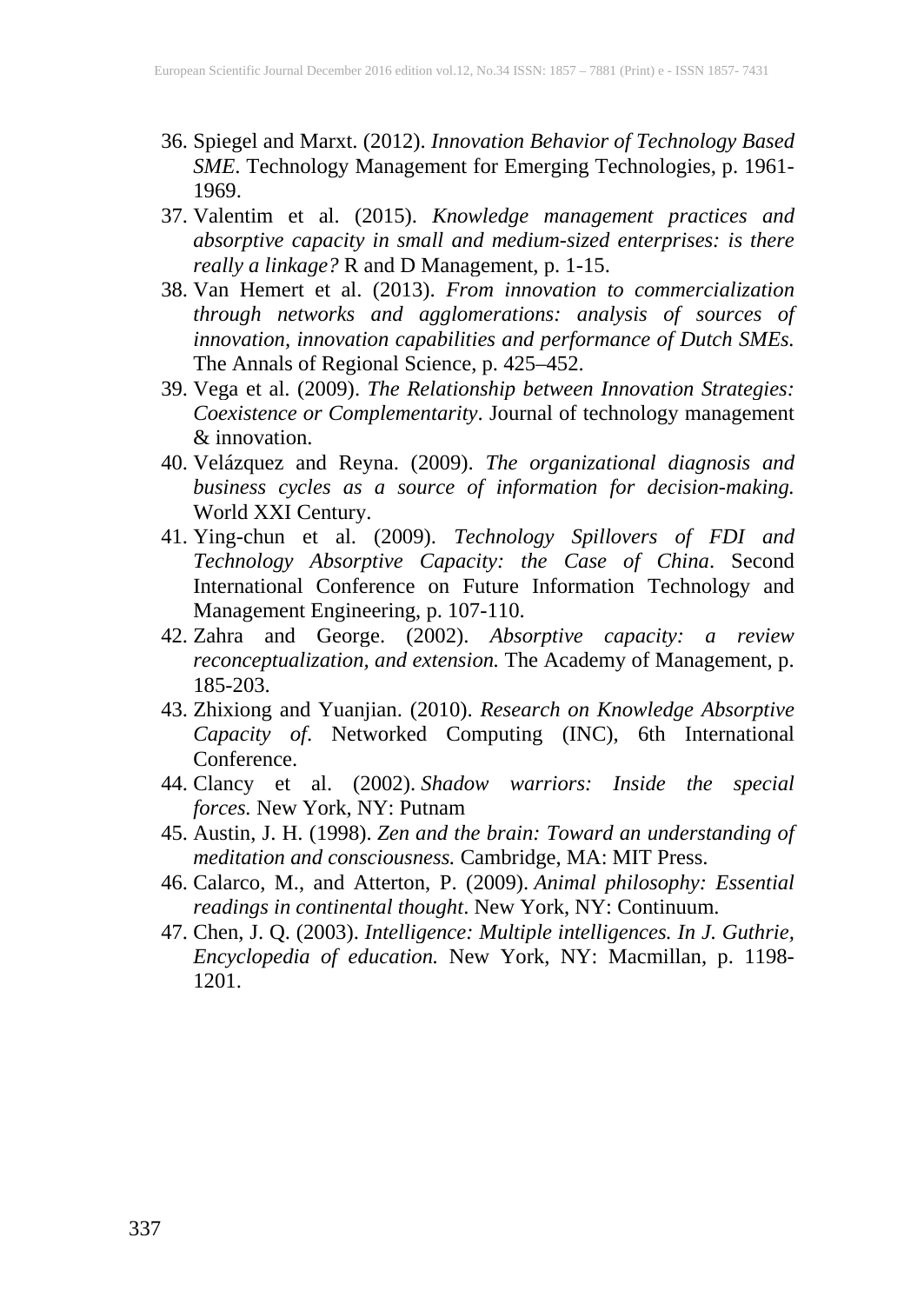36. Spiegel and Marxt. (2012). *Innovation Behavior of Technology Based SME*. Technology Management for Emerging Technologies, p. 1961-1969.
37. Valentim et al. (2015). *Knowledge management practices and absorptive capacity in small and medium-sized enterprises: is there really a linkage?* R and D Management, p. 1-15.
38. Van Hemert et al. (2013). *From innovation to commercialization through networks and agglomerations: analysis of sources of innovation, innovation capabilities and performance of Dutch SMEs.* The Annals of Regional Science, p. 425–452.
39. Vega et al. (2009). *The Relationship between Innovation Strategies: Coexistence or Complementarity*. Journal of technology management & innovation.
40. Velázquez and Reyna. (2009). *The organizational diagnosis and business cycles as a source of information for decision-making.* World XXI Century.
41. Ying-chun et al. (2009). *Technology Spillovers of FDI and Technology Absorptive Capacity: the Case of China*. Second International Conference on Future Information Technology and Management Engineering, p. 107-110.
42. Zahra and George. (2002). *Absorptive capacity: a review reconceptualization, and extension.* The Academy of Management, p. 185-203.
43. Zhixiong and Yuanjian. (2010). *Research on Knowledge Absorptive Capacity of.* Networked Computing (INC), 6th International Conference.
44. Clancy et al. (2002). *Shadow warriors: Inside the special forces.* New York, NY: Putnam
45. Austin, J. H. (1998). *Zen and the brain: Toward an understanding of meditation and consciousness.* Cambridge, MA: MIT Press.
46. Calarco, M., and Atterton, P. (2009). *Animal philosophy: Essential readings in continental thought*. New York, NY: Continuum.
47. Chen, J. Q. (2003). *Intelligence: Multiple intelligences. In J. Guthrie, Encyclopedia of education.* New York, NY: Macmillan, p. 1198-1201.